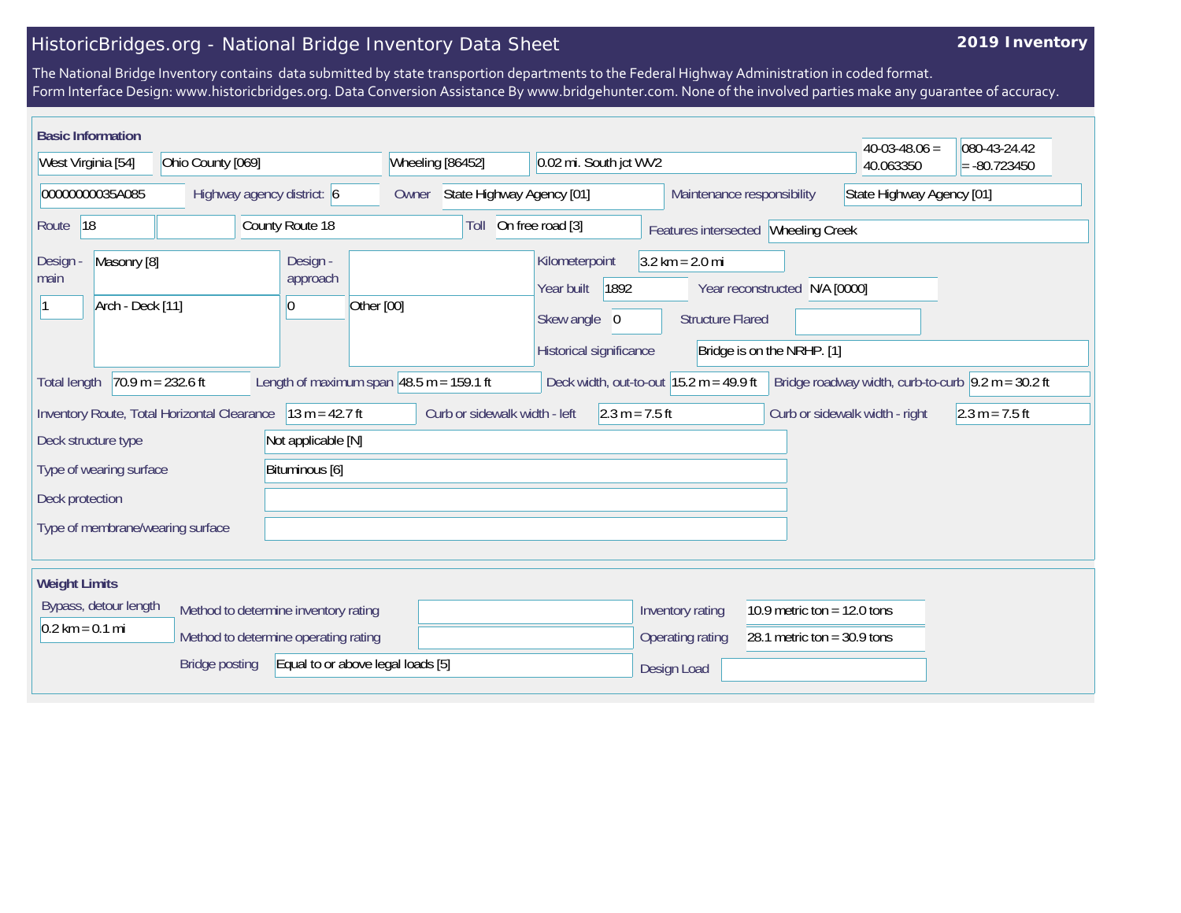# HistoricBridges.org - National Bridge Inventory Data Sheet

**2019 Inventory**

The National Bridge Inventory contains data submitted by state transportion departments to the Federal Highway Administration in coded format.
Form Interface Design: www.historicbridges.org. Data Conversion Assistance By www.bridgehunter.com. None of the involved parties make any guarantee of accuracy.

## Basic Information

| Field | Value |
|---|---|
| State | West Virginia [54] |
| County | Ohio County [069] |
| Place | Wheeling [86452] |
| Location | 0.02 mi. South jct WV2 |
| Latitude | 40-03-48.06 = 40.063350 |
| Longitude | 080-43-24.42 = -80.723450 |
| Structure Number | 00000000035A085 |
| Highway agency district | 6 |
| Owner | State Highway Agency [01] |
| Maintenance responsibility | State Highway Agency [01] |
| Route | 18 |
| Route name | County Route 18 |
| Toll | On free road [3] |
| Features intersected | Wheeling Creek |
| Design - main | Masonry [8] |
| Design - main (spans) | 1 |
| Design - main (type) | Arch - Deck [11] |
| Design - approach | |
| Design - approach (spans) | 0 |
| Design - approach (type) | Other [00] |
| Kilometerpoint | 3.2 km = 2.0 mi |
| Year built | 1892 |
| Year reconstructed | N/A [0000] |
| Skew angle | 0 |
| Structure Flared | |
| Historical significance | Bridge is on the NRHP. [1] |
| Total length | 70.9 m = 232.6 ft |
| Length of maximum span | 48.5 m = 159.1 ft |
| Deck width, out-to-out | 15.2 m = 49.9 ft |
| Bridge roadway width, curb-to-curb | 9.2 m = 30.2 ft |
| Inventory Route, Total Horizontal Clearance | 13 m = 42.7 ft |
| Curb or sidewalk width - left | 2.3 m = 7.5 ft |
| Curb or sidewalk width - right | 2.3 m = 7.5 ft |
| Deck structure type | Not applicable [N] |
| Type of wearing surface | Bituminous [6] |
| Deck protection | |
| Type of membrane/wearing surface | |

## Weight Limits

| Field | Value |
|---|---|
| Bypass, detour length | 0.2 km = 0.1 mi |
| Method to determine inventory rating | |
| Method to determine operating rating | |
| Bridge posting | Equal to or above legal loads [5] |
| Inventory rating | 10.9 metric ton = 12.0 tons |
| Operating rating | 28.1 metric ton = 30.9 tons |
| Design Load | |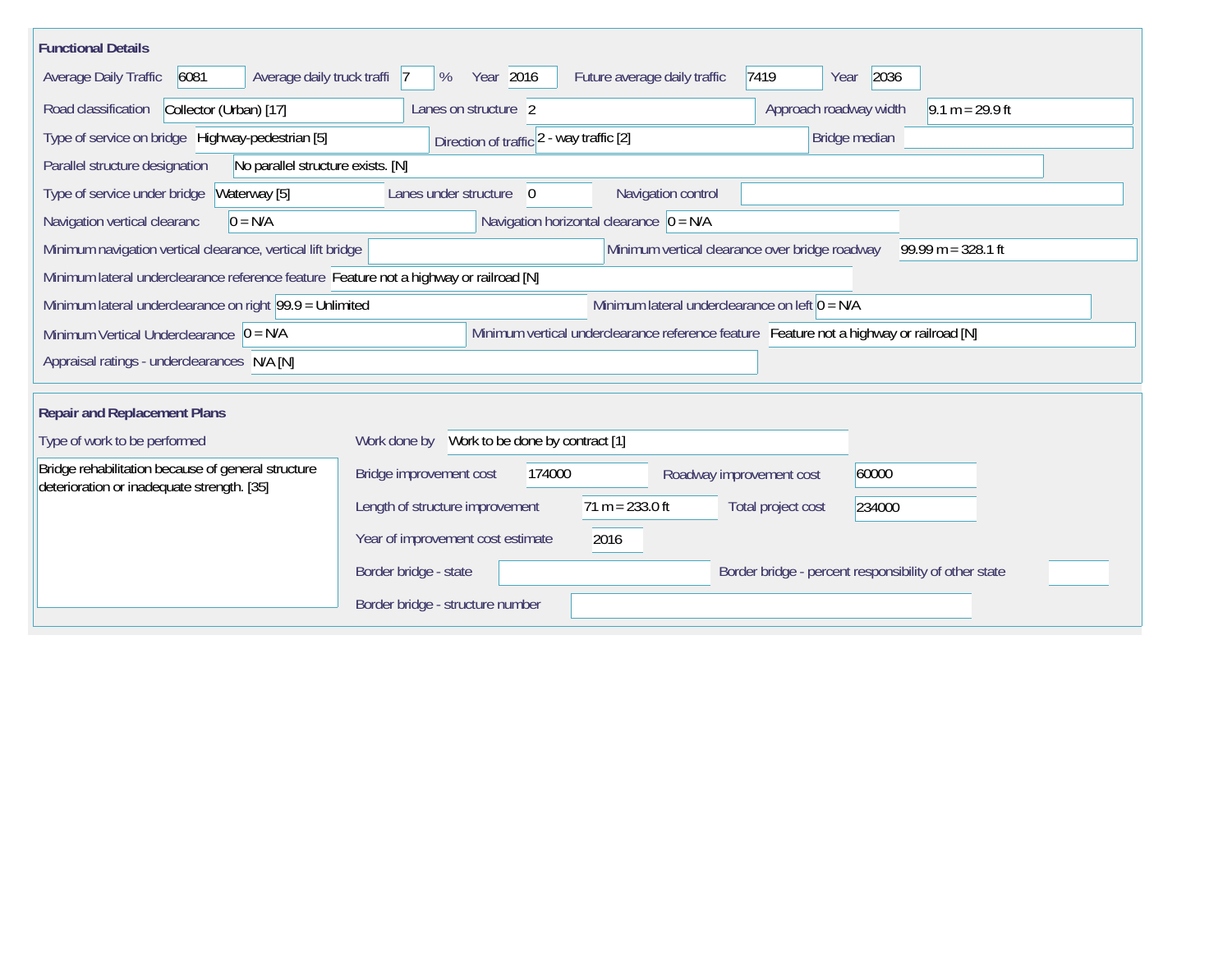## Functional Details

| Field | Value |
| --- | --- |
| Average Daily Traffic | 6081 |
| Average daily truck traffi | 7 % |
| Year | 2016 |
| Future average daily traffic | 7419 |
| Year | 2036 |
| Road classification | Collector (Urban) [17] |
| Lanes on structure | 2 |
| Approach roadway width | 9.1 m = 29.9 ft |
| Type of service on bridge | Highway-pedestrian [5] |
| Direction of traffic | 2 - way traffic [2] |
| Bridge median | |
| Parallel structure designation | No parallel structure exists. [N] |
| Type of service under bridge | Waterway [5] |
| Lanes under structure | 0 |
| Navigation control | |
| Navigation vertical clearanc | 0 = N/A |
| Navigation horizontal clearance | 0 = N/A |
| Minimum navigation vertical clearance, vertical lift bridge | |
| Minimum vertical clearance over bridge roadway | 99.99 m = 328.1 ft |
| Minimum lateral underclearance reference feature | Feature not a highway or railroad [N] |
| Minimum lateral underclearance on right | 99.9 = Unlimited |
| Minimum lateral underclearance on left | 0 = N/A |
| Minimum Vertical Underclearance | 0 = N/A |
| Minimum vertical underclearance reference feature | Feature not a highway or railroad [N] |
| Appraisal ratings - underclearances | N/A [N] |

## Repair and Replacement Plans

| Field | Value |
| --- | --- |
| Type of work to be performed | Bridge rehabilitation because of general structure deterioration or inadequate strength. [35] |
| Work done by | Work to be done by contract [1] |
| Bridge improvement cost | 174000 |
| Roadway improvement cost | 60000 |
| Length of structure improvement | 71 m = 233.0 ft |
| Total project cost | 234000 |
| Year of improvement cost estimate | 2016 |
| Border bridge - state | |
| Border bridge - percent responsibility of other state | |
| Border bridge - structure number | |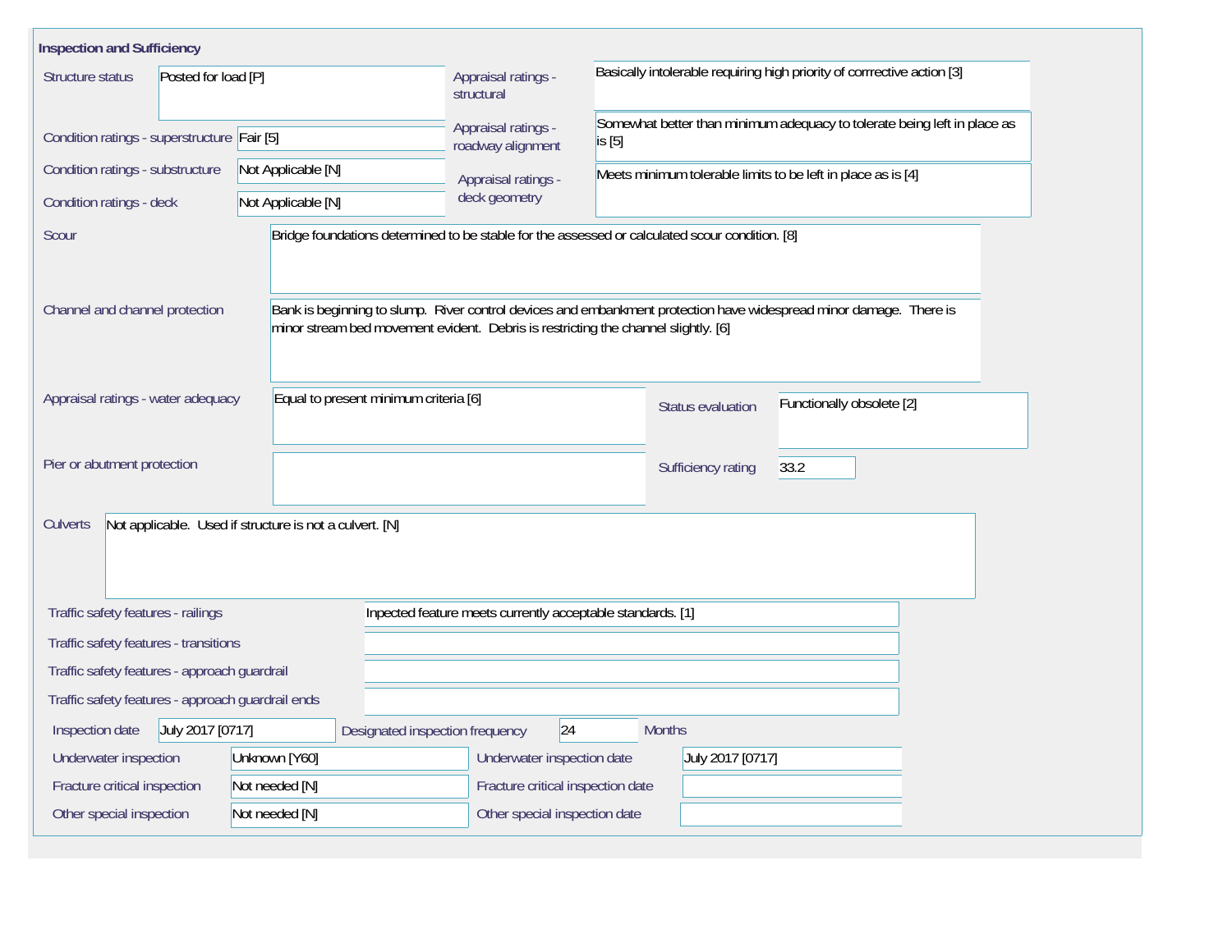## Inspection and Sufficiency

| Field | Value |
|---|---|
| Structure status | Posted for load [P] |
| Condition ratings - superstructure | Fair [5] |
| Condition ratings - substructure | Not Applicable [N] |
| Condition ratings - deck | Not Applicable [N] |
| Appraisal ratings - structural | Basically intolerable requiring high priority of corrrective action [3] |
| Appraisal ratings - roadway alignment | Somewhat better than minimum adequacy to tolerate being left in place as is [5] |
| Appraisal ratings - deck geometry | Meets minimum tolerable limits to be left in place as is [4] |
| Scour | Bridge foundations determined to be stable for the assessed or calculated scour condition. [8] |
| Channel and channel protection | Bank is beginning to slump. River control devices and embankment protection have widespread minor damage. There is minor stream bed movement evident. Debris is restricting the channel slightly. [6] |
| Appraisal ratings - water adequacy | Equal to present minimum criteria [6] |
| Status evaluation | Functionally obsolete [2] |
| Pier or abutment protection | |
| Sufficiency rating | 33.2 |
| Culverts | Not applicable. Used if structure is not a culvert. [N] |
| Traffic safety features - railings | Inpected feature meets currently acceptable standards. [1] |
| Traffic safety features - transitions | |
| Traffic safety features - approach guardrail | |
| Traffic safety features - approach guardrail ends | |
| Inspection date | July 2017 [0717] |
| Designated inspection frequency | 24 Months |
| Underwater inspection | Unknown [Y60] |
| Underwater inspection date | July 2017 [0717] |
| Fracture critical inspection | Not needed [N] |
| Fracture critical inspection date | |
| Other special inspection | Not needed [N] |
| Other special inspection date | |